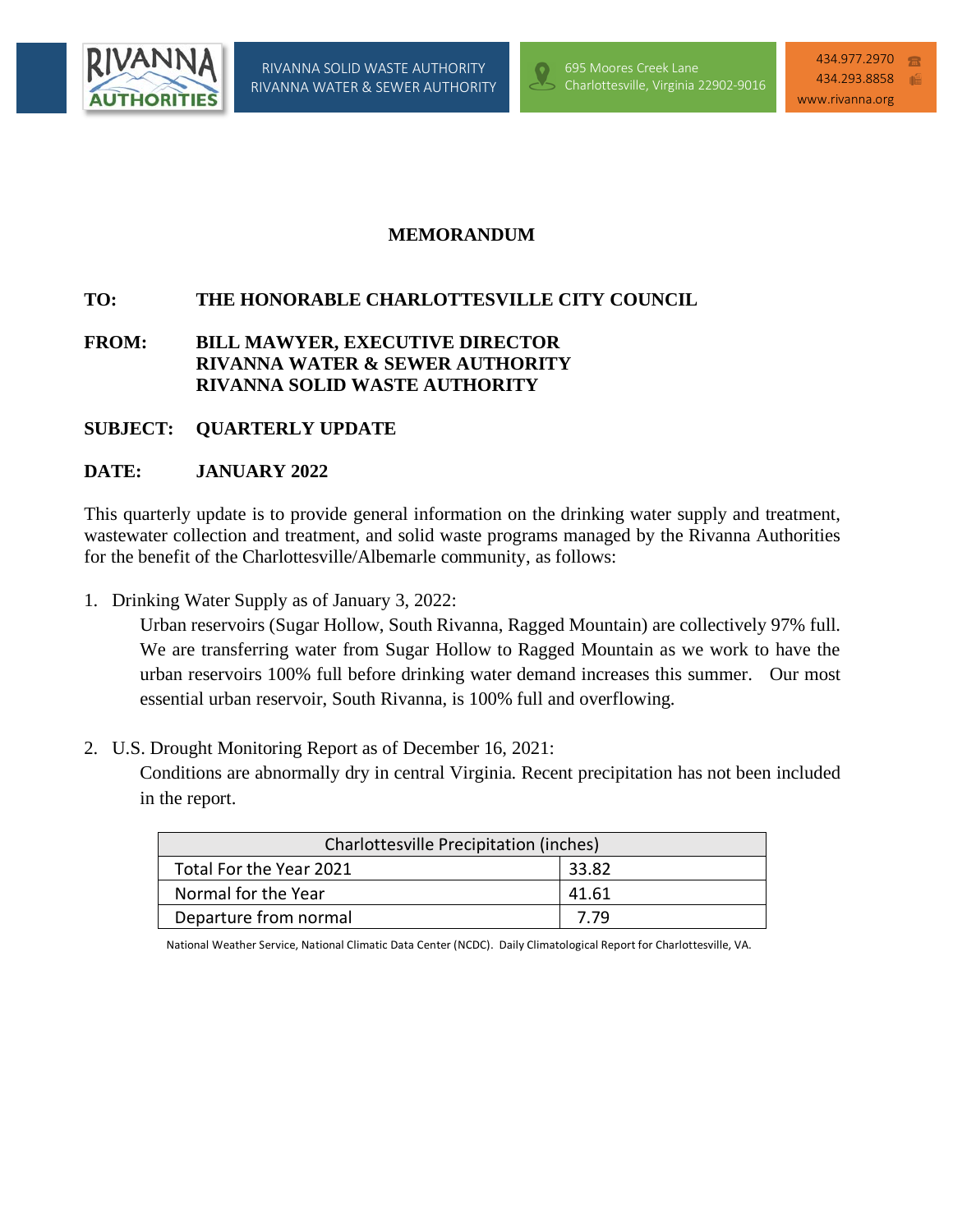RIVANNA SOLID WASTE AUTHORITY
RIVANNA WATER & SEWER AUTHORITY

695 Moores Creek Lane
Charlottesville, Virginia 22902-9016

434.977.2970
434.293.8858
www.rivanna.org

# MEMORANDUM

**TO:** **THE HONORABLE CHARLOTTESVILLE CITY COUNCIL**

**FROM:** **BILL MAWYER, EXECUTIVE DIRECTOR**
**RIVANNA WATER & SEWER AUTHORITY**
**RIVANNA SOLID WASTE AUTHORITY**

**SUBJECT:** **QUARTERLY UPDATE**

**DATE:** **JANUARY 2022**

This quarterly update is to provide general information on the drinking water supply and treatment, wastewater collection and treatment, and solid waste programs managed by the Rivanna Authorities for the benefit of the Charlottesville/Albemarle community, as follows:

1. Drinking Water Supply as of January 3, 2022:
   Urban reservoirs (Sugar Hollow, South Rivanna, Ragged Mountain) are collectively 97% full. We are transferring water from Sugar Hollow to Ragged Mountain as we work to have the urban reservoirs 100% full before drinking water demand increases this summer. Our most essential urban reservoir, South Rivanna, is 100% full and overflowing.

2. U.S. Drought Monitoring Report as of December 16, 2021:
   Conditions are abnormally dry in central Virginia. Recent precipitation has not been included in the report.

| Charlottesville Precipitation (inches) | |
|---|---|
| Total For the Year 2021 | 33.82 |
| Normal for the Year | 41.61 |
| Departure from normal | 7.79 |

National Weather Service, National Climatic Data Center (NCDC). Daily Climatological Report for Charlottesville, VA.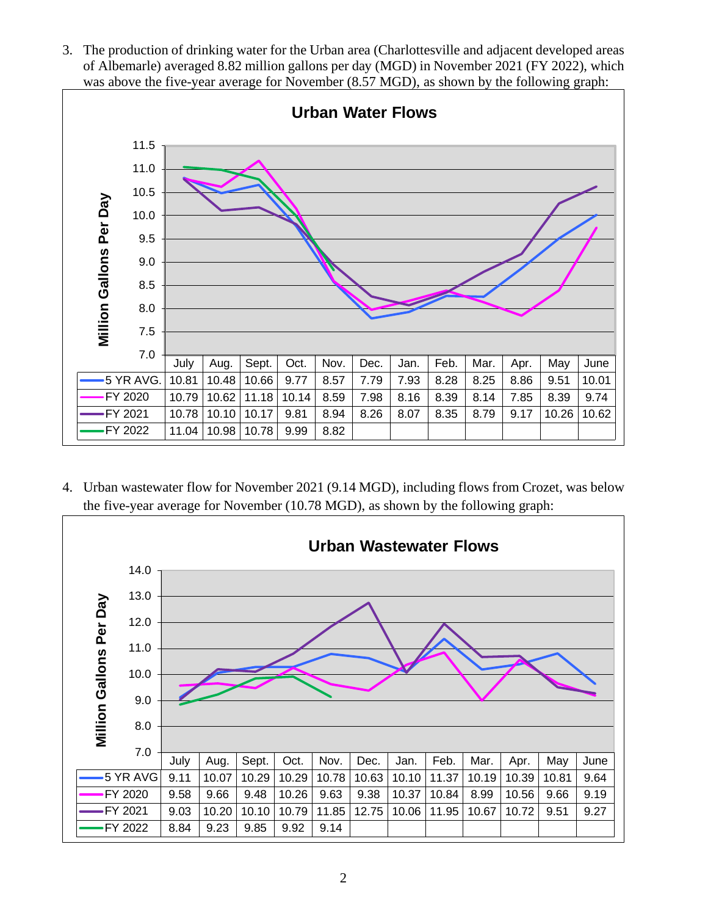3. The production of drinking water for the Urban area (Charlottesville and adjacent developed areas of Albemarle) averaged 8.82 million gallons per day (MGD) in November 2021 (FY 2022), which was above the five-year average for November (8.57 MGD), as shown by the following graph:

**Urban Water Flows**

Million Gallons Per Day

| | July | Aug. | Sept. | Oct. | Nov. | Dec. | Jan. | Feb. | Mar. | Apr. | May | June |
|---|---|---|---|---|---|---|---|---|---|---|---|---|
| 5 YR AVG. | 10.81 | 10.48 | 10.66 | 9.77 | 8.57 | 7.79 | 7.93 | 8.28 | 8.25 | 8.86 | 9.51 | 10.01 |
| FY 2020 | 10.79 | 10.62 | 11.18 | 10.14 | 8.59 | 7.98 | 8.16 | 8.39 | 8.14 | 7.85 | 8.39 | 9.74 |
| FY 2021 | 10.78 | 10.10 | 10.17 | 9.81 | 8.94 | 8.26 | 8.07 | 8.35 | 8.79 | 9.17 | 10.26 | 10.62 |
| FY 2022 | 11.04 | 10.98 | 10.78 | 9.99 | 8.82 | | | | | | | |

4. Urban wastewater flow for November 2021 (9.14 MGD), including flows from Crozet, was below the five-year average for November (10.78 MGD), as shown by the following graph:

**Urban Wastewater Flows**

Million Gallons Per Day

| | July | Aug. | Sept. | Oct. | Nov. | Dec. | Jan. | Feb. | Mar. | Apr. | May | June |
|---|---|---|---|---|---|---|---|---|---|---|---|---|
| 5 YR AVG | 9.11 | 10.07 | 10.29 | 10.29 | 10.78 | 10.63 | 10.10 | 11.37 | 10.19 | 10.39 | 10.81 | 9.64 |
| FY 2020 | 9.58 | 9.66 | 9.48 | 10.26 | 9.63 | 9.38 | 10.37 | 10.84 | 8.99 | 10.56 | 9.66 | 9.19 |
| FY 2021 | 9.03 | 10.20 | 10.10 | 10.79 | 11.85 | 12.75 | 10.06 | 11.95 | 10.67 | 10.72 | 9.51 | 9.27 |
| FY 2022 | 8.84 | 9.23 | 9.85 | 9.92 | 9.14 | | | | | | | |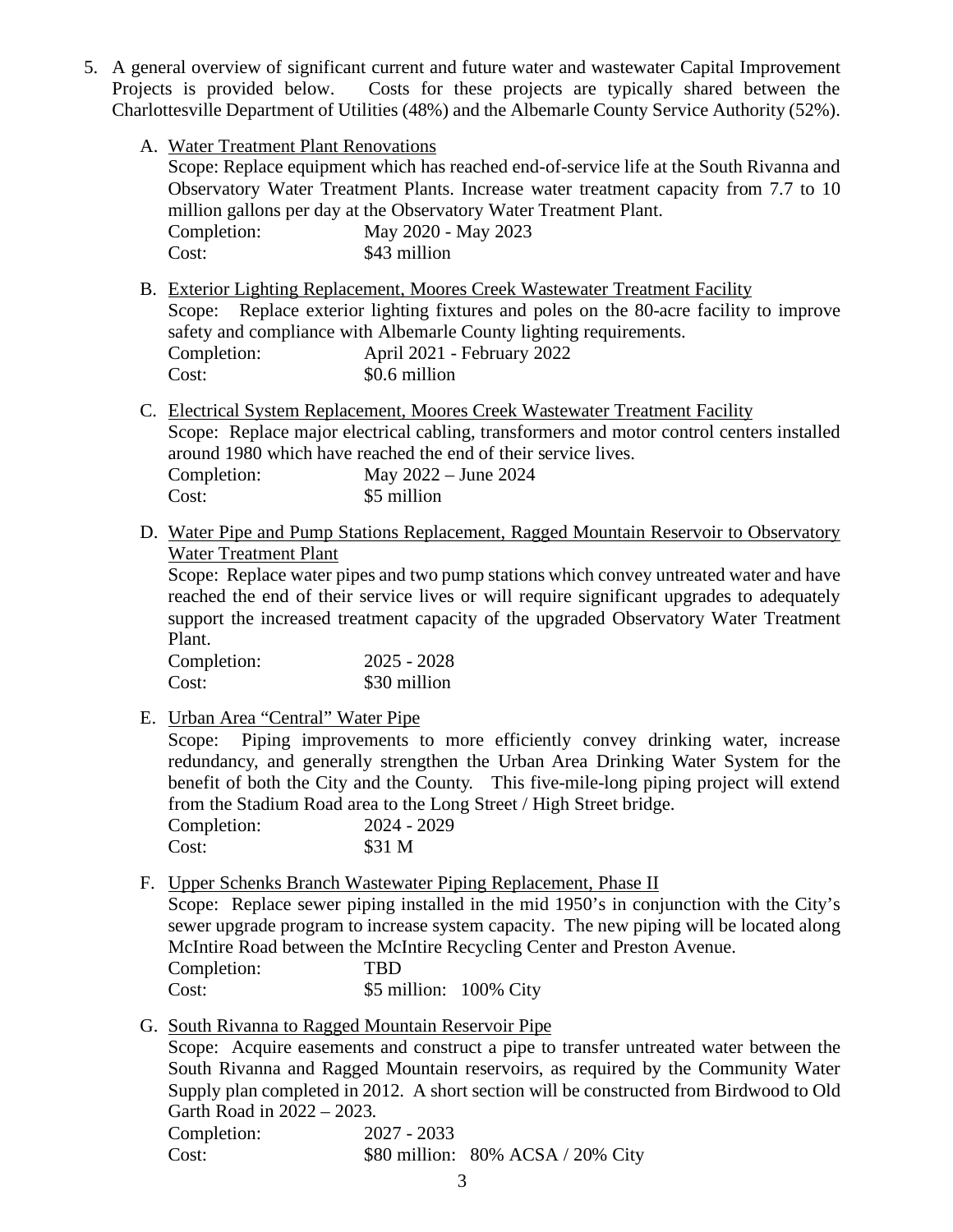5. A general overview of significant current and future water and wastewater Capital Improvement Projects is provided below. Costs for these projects are typically shared between the Charlottesville Department of Utilities (48%) and the Albemarle County Service Authority (52%).

   A. Water Treatment Plant Renovations

      Scope: Replace equipment which has reached end-of-service life at the South Rivanna and Observatory Water Treatment Plants. Increase water treatment capacity from 7.7 to 10 million gallons per day at the Observatory Water Treatment Plant.

      Completion: May 2020 - May 2023

      Cost: $43 million

   B. Exterior Lighting Replacement, Moores Creek Wastewater Treatment Facility

      Scope: Replace exterior lighting fixtures and poles on the 80-acre facility to improve safety and compliance with Albemarle County lighting requirements.

      Completion: April 2021 - February 2022

      Cost: $0.6 million

   C. Electrical System Replacement, Moores Creek Wastewater Treatment Facility

      Scope: Replace major electrical cabling, transformers and motor control centers installed around 1980 which have reached the end of their service lives.

      Completion: May 2022 – June 2024

      Cost: $5 million

   D. Water Pipe and Pump Stations Replacement, Ragged Mountain Reservoir to Observatory Water Treatment Plant

      Scope: Replace water pipes and two pump stations which convey untreated water and have reached the end of their service lives or will require significant upgrades to adequately support the increased treatment capacity of the upgraded Observatory Water Treatment Plant.

      Completion: 2025 - 2028

      Cost: $30 million

   E. Urban Area "Central" Water Pipe

      Scope: Piping improvements to more efficiently convey drinking water, increase redundancy, and generally strengthen the Urban Area Drinking Water System for the benefit of both the City and the County. This five-mile-long piping project will extend from the Stadium Road area to the Long Street / High Street bridge.

      Completion: 2024 - 2029

      Cost: $31 M

   F. Upper Schenks Branch Wastewater Piping Replacement, Phase II

      Scope: Replace sewer piping installed in the mid 1950's in conjunction with the City's sewer upgrade program to increase system capacity. The new piping will be located along McIntire Road between the McIntire Recycling Center and Preston Avenue.

      Completion: TBD

      Cost: $5 million: 100% City

   G. South Rivanna to Ragged Mountain Reservoir Pipe

      Scope: Acquire easements and construct a pipe to transfer untreated water between the South Rivanna and Ragged Mountain reservoirs, as required by the Community Water Supply plan completed in 2012. A short section will be constructed from Birdwood to Old Garth Road in 2022 – 2023.

      Completion: 2027 - 2033

      Cost: $80 million: 80% ACSA / 20% City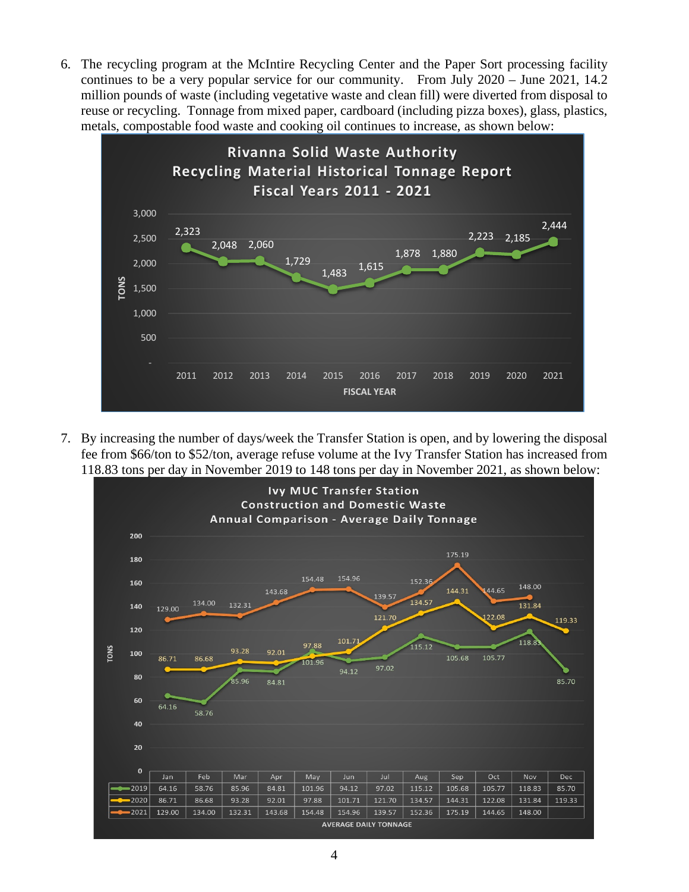6. The recycling program at the McIntire Recycling Center and the Paper Sort processing facility continues to be a very popular service for our community. From July 2020 – June 2021, 14.2 million pounds of waste (including vegetative waste and clean fill) were diverted from disposal to reuse or recycling. Tonnage from mixed paper, cardboard (including pizza boxes), glass, plastics, metals, compostable food waste and cooking oil continues to increase, as shown below:

**Rivanna Solid Waste Authority**
**Recycling Material Historical Tonnage Report**
**Fiscal Years 2011 - 2021**

| Fiscal Year | 2011 | 2012 | 2013 | 2014 | 2015 | 2016 | 2017 | 2018 | 2019 | 2020 | 2021 |
|---|---|---|---|---|---|---|---|---|---|---|---|
| Tons | 2,323 | 2,048 | 2,060 | 1,729 | 1,483 | 1,615 | 1,878 | 1,880 | 2,223 | 2,185 | 2,444 |

7. By increasing the number of days/week the Transfer Station is open, and by lowering the disposal fee from $66/ton to $52/ton, average refuse volume at the Ivy Transfer Station has increased from 118.83 tons per day in November 2019 to 148 tons per day in November 2021, as shown below:

**Ivy MUC Transfer Station**
**Construction and Domestic Waste**
**Annual Comparison - Average Daily Tonnage**

| | Jan | Feb | Mar | Apr | May | Jun | Jul | Aug | Sep | Oct | Nov | Dec |
|---|---|---|---|---|---|---|---|---|---|---|---|---|
| 2019 | 64.16 | 58.76 | 85.96 | 84.81 | 101.96 | 94.12 | 97.02 | 115.12 | 105.68 | 105.77 | 118.83 | 85.70 |
| 2020 | 86.71 | 86.68 | 93.28 | 92.01 | 97.88 | 101.71 | 121.70 | 134.57 | 144.31 | 122.08 | 131.84 | 119.33 |
| 2021 | 129.00 | 134.00 | 132.31 | 143.68 | 154.48 | 154.96 | 139.57 | 152.36 | 175.19 | 144.65 | 148.00 | |

AVERAGE DAILY TONNAGE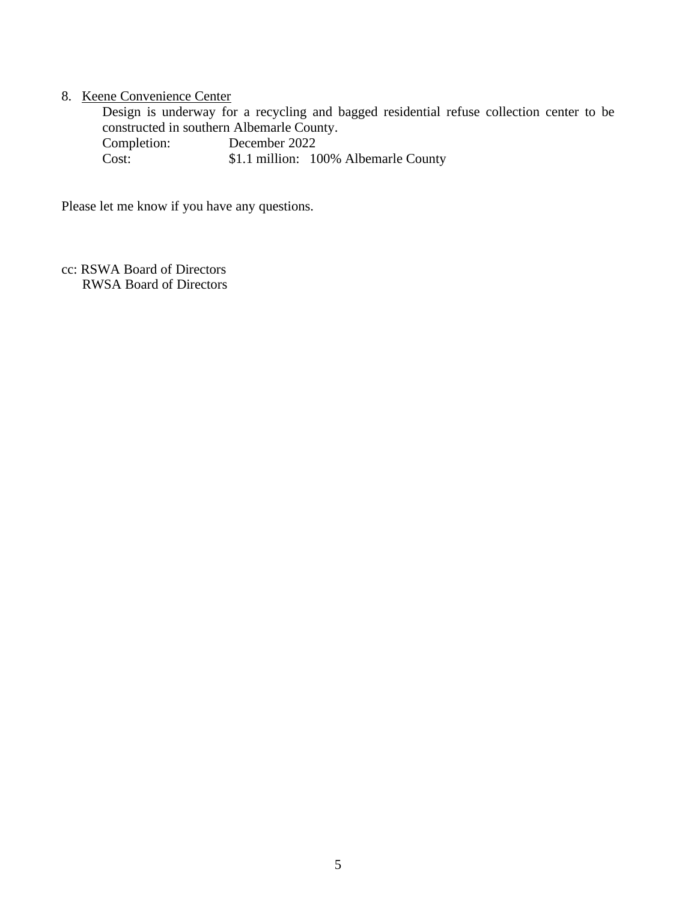8. <u>Keene Convenience Center</u>

   Design is underway for a recycling and bagged residential refuse collection center to be constructed in southern Albemarle County.

   Completion: December 2022

   Cost: \$1.1 million: 100% Albemarle County

Please let me know if you have any questions.

cc: RSWA Board of Directors
RWSA Board of Directors